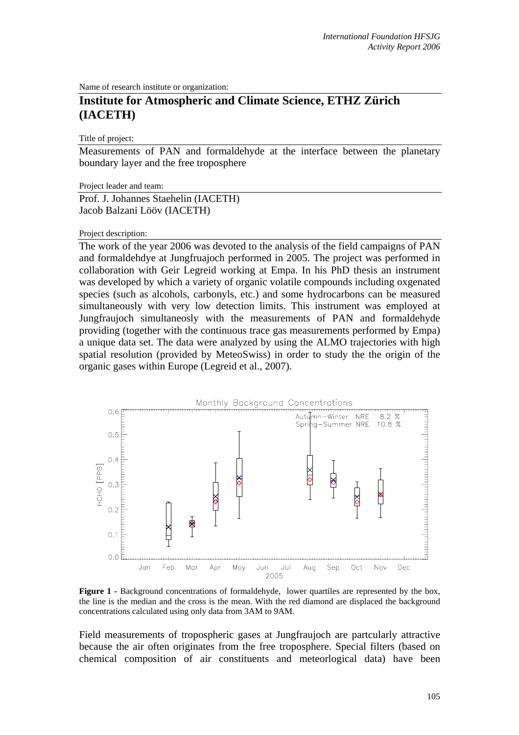Name of research institute or organization:

# Institute for Atmospheric and Climate Science, ETHZ Zürich (IACETH)

Title of project:

Measurements of PAN and formaldehyde at the interface between the planetary boundary layer and the free troposphere

Project leader and team:

Prof. J. Johannes Staehelin (IACETH)
Jacob Balzani Lööv (IACETH)

Project description:

The work of the year 2006 was devoted to the analysis of the field campaigns of PAN and formaldehdye at Jungfruajoch performed in 2005. The project was performed in collaboration with Geir Legreid working at Empa. In his PhD thesis an instrument was developed by which a variety of organic volatile compounds including oxgenated species (such as alcohols, carbonyls, etc.) and some hydrocarbons can be measured simultaneously with very low detection limits. This instrument was employed at Jungfraujoch simultaneosly with the measurements of PAN and formaldehyde providing (together with the continuous trace gas measurements performed by Empa) a unique data set. The data were analyzed by using the ALMO trajectories with high spatial resolution (provided by MeteoSwiss) in order to study the the origin of the organic gases within Europe (Legreid et al., 2007).

**Figure 1** - Background concentrations of formaldehyde, lower quartiles are represented by the box, the line is the median and the cross is the mean. With the red diamond are displaced the background concentrations calculated using only data from 3AM to 9AM.

Field measurements of tropospheric gases at Jungfraujoch are partcularly attractive because the air often originates from the free troposphere. Special filters (based on chemical composition of air constituents and meteorlogical data) have been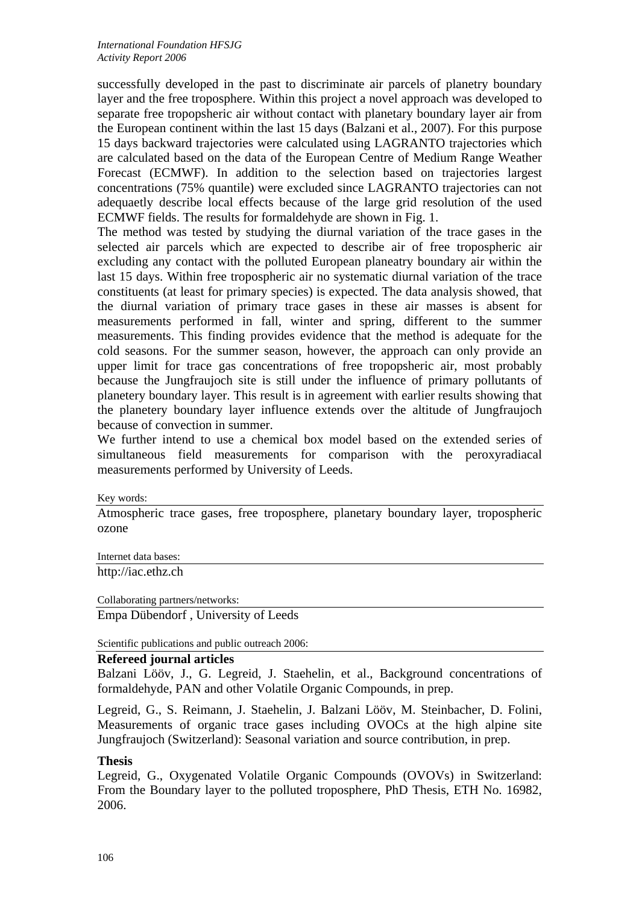successfully developed in the past to discriminate air parcels of planetry boundary layer and the free troposphere. Within this project a novel approach was developed to separate free tropopsheric air without contact with planetary boundary layer air from the European continent within the last 15 days (Balzani et al., 2007). For this purpose 15 days backward trajectories were calculated using LAGRANTO trajectories which are calculated based on the data of the European Centre of Medium Range Weather Forecast (ECMWF). In addition to the selection based on trajectories largest concentrations (75% quantile) were excluded since LAGRANTO trajectories can not adequaetly describe local effects because of the large grid resolution of the used ECMWF fields. The results for formaldehyde are shown in Fig. 1.

The method was tested by studying the diurnal variation of the trace gases in the selected air parcels which are expected to describe air of free tropospheric air excluding any contact with the polluted European planeatry boundary air within the last 15 days. Within free tropospheric air no systematic diurnal variation of the trace constituents (at least for primary species) is expected. The data analysis showed, that the diurnal variation of primary trace gases in these air masses is absent for measurements performed in fall, winter and spring, different to the summer measurements. This finding provides evidence that the method is adequate for the cold seasons. For the summer season, however, the approach can only provide an upper limit for trace gas concentrations of free tropopsheric air, most probably because the Jungfraujoch site is still under the influence of primary pollutants of planetery boundary layer. This result is in agreement with earlier results showing that the planetery boundary layer influence extends over the altitude of Jungfraujoch because of convection in summer.

We further intend to use a chemical box model based on the extended series of simultaneous field measurements for comparison with the peroxyradiacal measurements performed by University of Leeds.

Key words:

Atmospheric trace gases, free troposphere, planetary boundary layer, tropospheric ozone

Internet data bases:

http://iac.ethz.ch

Collaborating partners/networks:

Empa Dübendorf , University of Leeds

Scientific publications and public outreach 2006:

**Refereed journal articles**

Balzani Lööv, J., G. Legreid, J. Staehelin, et al., Background concentrations of formaldehyde, PAN and other Volatile Organic Compounds, in prep.

Legreid, G., S. Reimann, J. Staehelin, J. Balzani Lööv, M. Steinbacher, D. Folini, Measurements of organic trace gases including OVOCs at the high alpine site Jungfraujoch (Switzerland): Seasonal variation and source contribution, in prep.

**Thesis**

Legreid, G., Oxygenated Volatile Organic Compounds (OVOVs) in Switzerland: From the Boundary layer to the polluted troposphere, PhD Thesis, ETH No. 16982, 2006.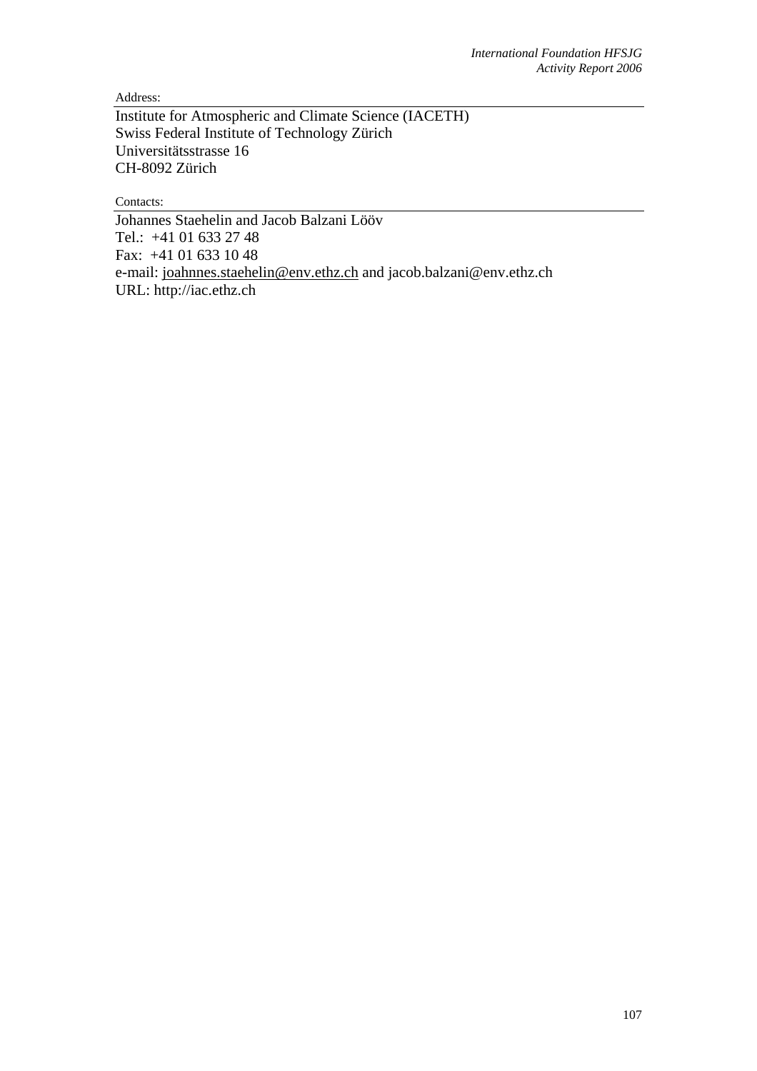Address:

Institute for Atmospheric and Climate Science (IACETH)
Swiss Federal Institute of Technology Zürich
Universitätsstrasse 16
CH-8092 Zürich

Contacts:

Johannes Staehelin and Jacob Balzani Lööv
Tel.: +41 01 633 27 48
Fax: +41 01 633 10 48
e-mail: joahnnes.staehelin@env.ethz.ch and jacob.balzani@env.ethz.ch
URL: http://iac.ethz.ch